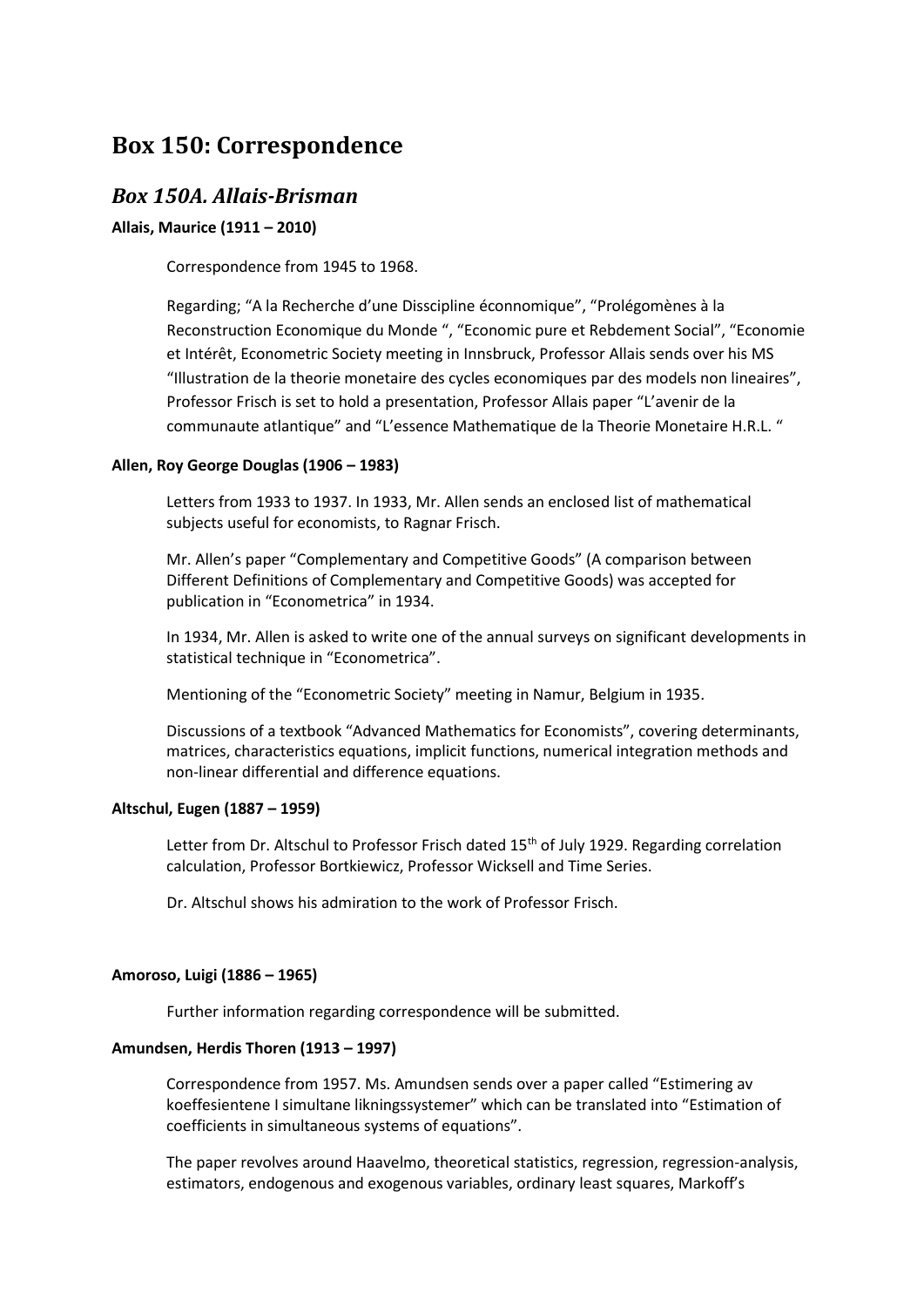# Box 150: Correspondence

## *Box 150A. Allais-Brisman*

**Allais, Maurice (1911 – 2010)**

Correspondence from 1945 to 1968.

Regarding; "A la Recherche d'une Disscipline éconnomique", "Prolégomènes à la Reconstruction Economique du Monde ", "Economic pure et Rebdement Social", "Economie et Intérêt, Econometric Society meeting in Innsbruck, Professor Allais sends over his MS "Illustration de la theorie monetaire des cycles economiques par des models non lineaires", Professor Frisch is set to hold a presentation, Professor Allais paper "L'avenir de la communaute atlantique" and "L'essence Mathematique de la Theorie Monetaire H.R.L. "

**Allen, Roy George Douglas (1906 – 1983)**

Letters from 1933 to 1937. In 1933, Mr. Allen sends an enclosed list of mathematical subjects useful for economists, to Ragnar Frisch.

Mr. Allen's paper "Complementary and Competitive Goods" (A comparison between Different Definitions of Complementary and Competitive Goods) was accepted for publication in "Econometrica" in 1934.

In 1934, Mr. Allen is asked to write one of the annual surveys on significant developments in statistical technique in "Econometrica".

Mentioning of the "Econometric Society" meeting in Namur, Belgium in 1935.

Discussions of a textbook "Advanced Mathematics for Economists", covering determinants, matrices, characteristics equations, implicit functions, numerical integration methods and non-linear differential and difference equations.

**Altschul, Eugen (1887 – 1959)**

Letter from Dr. Altschul to Professor Frisch dated 15th of July 1929. Regarding correlation calculation, Professor Bortkiewicz, Professor Wicksell and Time Series.

Dr. Altschul shows his admiration to the work of Professor Frisch.

**Amoroso, Luigi (1886 – 1965)**

Further information regarding correspondence will be submitted.

**Amundsen, Herdis Thoren (1913 – 1997)**

Correspondence from 1957. Ms. Amundsen sends over a paper called "Estimering av koeffesientene I simultane likningssystemer" which can be translated into "Estimation of coefficients in simultaneous systems of equations".

The paper revolves around Haavelmo, theoretical statistics, regression, regression-analysis, estimators, endogenous and exogenous variables, ordinary least squares, Markoff's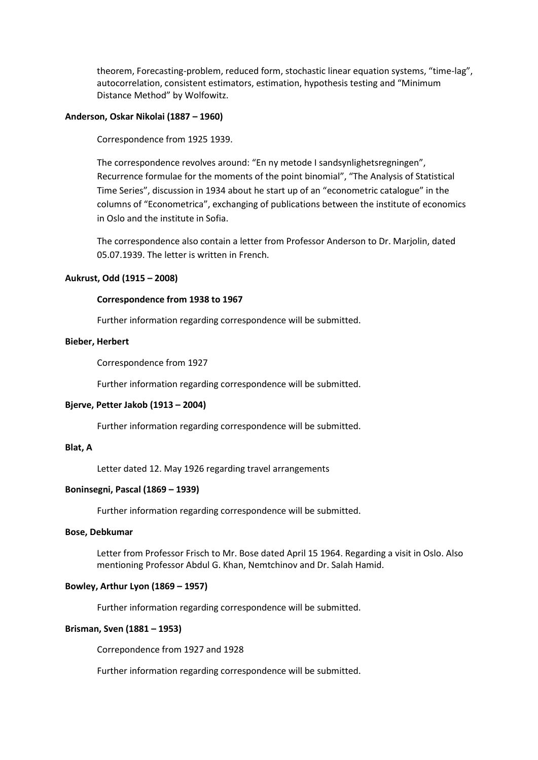theorem, Forecasting-problem, reduced form, stochastic linear equation systems, “time-lag”, autocorrelation, consistent estimators, estimation, hypothesis testing and “Minimum Distance Method” by Wolfowitz.

**Anderson, Oskar Nikolai (1887 – 1960)**

Correspondence from 1925 1939.

The correspondence revolves around: “En ny metode I sandsynlighetsregningen”, Recurrence formulae for the moments of the point binomial”, “The Analysis of Statistical Time Series”, discussion in 1934 about he start up of an “econometric catalogue” in the columns of “Econometrica”, exchanging of publications between the institute of economics in Oslo and the institute in Sofia.

The correspondence also contain a letter from Professor Anderson to Dr. Marjolin, dated 05.07.1939. The letter is written in French.

**Aukrust, Odd (1915 – 2008)**

**Correspondence from 1938 to 1967**

Further information regarding correspondence will be submitted.

**Bieber, Herbert**

Correspondence from 1927

Further information regarding correspondence will be submitted.

**Bjerve, Petter Jakob (1913 – 2004)**

Further information regarding correspondence will be submitted.

**Blat, A**

Letter dated 12. May 1926 regarding travel arrangements

**Boninsegni, Pascal (1869 – 1939)**

Further information regarding correspondence will be submitted.

**Bose, Debkumar**

Letter from Professor Frisch to Mr. Bose dated April 15 1964. Regarding a visit in Oslo. Also mentioning Professor Abdul G. Khan, Nemtchinov and Dr. Salah Hamid.

**Bowley, Arthur Lyon (1869 – 1957)**

Further information regarding correspondence will be submitted.

**Brisman, Sven (1881 – 1953)**

Correpondence from 1927 and 1928

Further information regarding correspondence will be submitted.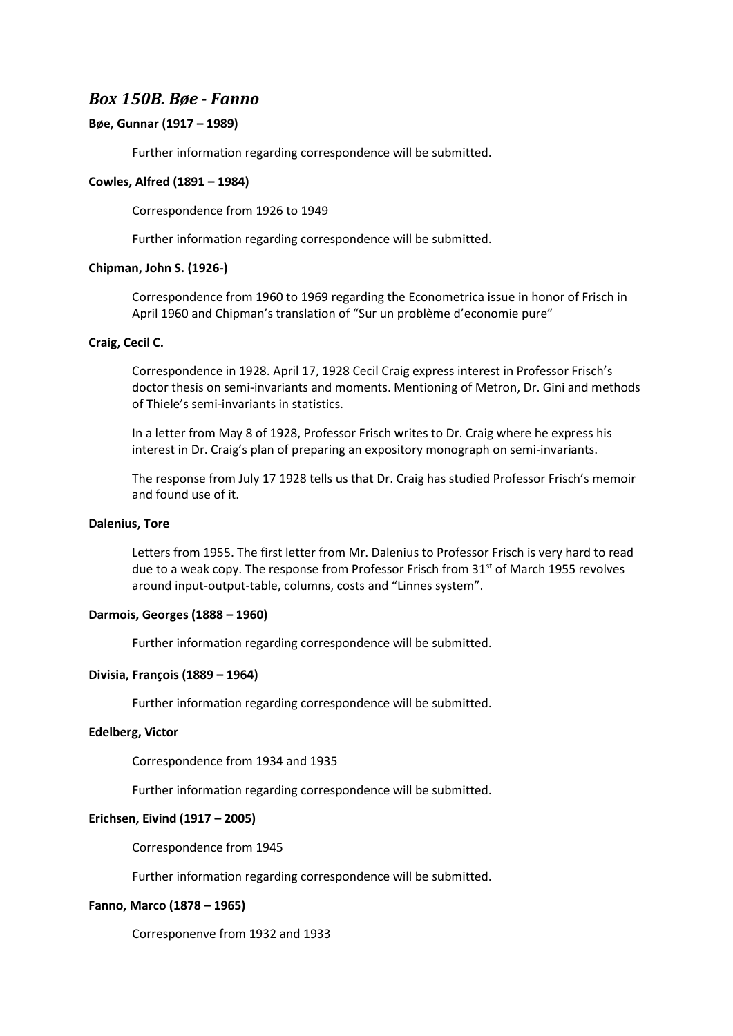## *Box 150B. Bøe - Fanno*

**Bøe, Gunnar (1917 – 1989)**

Further information regarding correspondence will be submitted.

**Cowles, Alfred (1891 – 1984)**

Correspondence from 1926 to 1949

Further information regarding correspondence will be submitted.

**Chipman, John S. (1926-)**

Correspondence from 1960 to 1969 regarding the Econometrica issue in honor of Frisch in April 1960 and Chipman's translation of "Sur un problème d'economie pure"

**Craig, Cecil C.**

Correspondence in 1928. April 17, 1928 Cecil Craig express interest in Professor Frisch's doctor thesis on semi-invariants and moments. Mentioning of Metron, Dr. Gini and methods of Thiele's semi-invariants in statistics.

In a letter from May 8 of 1928, Professor Frisch writes to Dr. Craig where he express his interest in Dr. Craig's plan of preparing an expository monograph on semi-invariants.

The response from July 17 1928 tells us that Dr. Craig has studied Professor Frisch's memoir and found use of it.

**Dalenius, Tore**

Letters from 1955. The first letter from Mr. Dalenius to Professor Frisch is very hard to read due to a weak copy. The response from Professor Frisch from 31st of March 1955 revolves around input-output-table, columns, costs and "Linnes system".

**Darmois, Georges (1888 – 1960)**

Further information regarding correspondence will be submitted.

**Divisia, François (1889 – 1964)**

Further information regarding correspondence will be submitted.

**Edelberg, Victor**

Correspondence from 1934 and 1935

Further information regarding correspondence will be submitted.

**Erichsen, Eivind (1917 – 2005)**

Correspondence from 1945

Further information regarding correspondence will be submitted.

**Fanno, Marco (1878 – 1965)**

Corresponenve from 1932 and 1933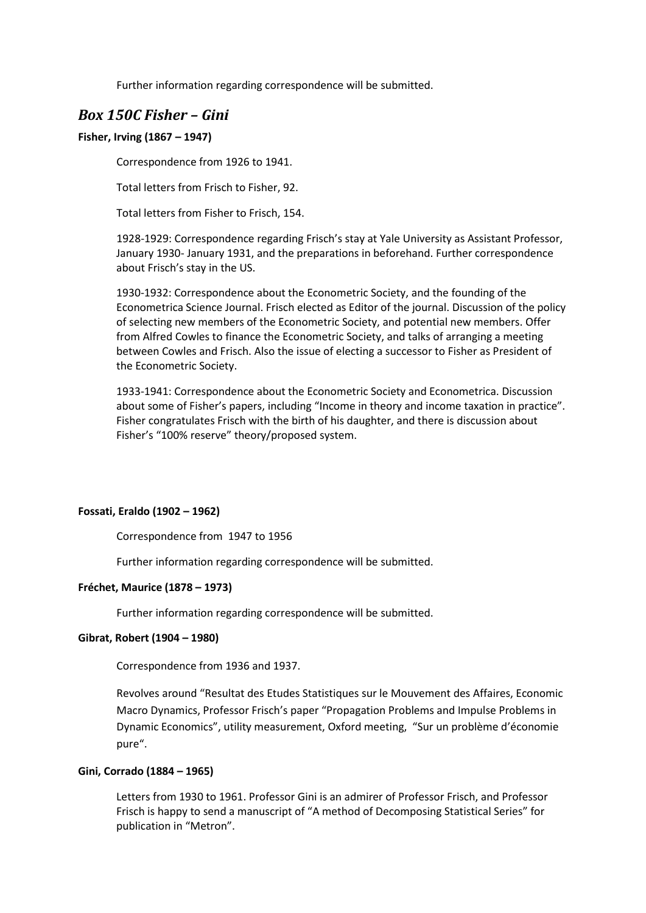Further information regarding correspondence will be submitted.

## *Box 150C Fisher – Gini*

**Fisher, Irving (1867 – 1947)**

Correspondence from 1926 to 1941.

Total letters from Frisch to Fisher, 92.

Total letters from Fisher to Frisch, 154.

1928-1929: Correspondence regarding Frisch's stay at Yale University as Assistant Professor, January 1930- January 1931, and the preparations in beforehand. Further correspondence about Frisch's stay in the US.

1930-1932: Correspondence about the Econometric Society, and the founding of the Econometrica Science Journal. Frisch elected as Editor of the journal. Discussion of the policy of selecting new members of the Econometric Society, and potential new members. Offer from Alfred Cowles to finance the Econometric Society, and talks of arranging a meeting between Cowles and Frisch. Also the issue of electing a successor to Fisher as President of the Econometric Society.

1933-1941: Correspondence about the Econometric Society and Econometrica. Discussion about some of Fisher's papers, including "Income in theory and income taxation in practice". Fisher congratulates Frisch with the birth of his daughter, and there is discussion about Fisher's "100% reserve" theory/proposed system.

**Fossati, Eraldo (1902 – 1962)**

Correspondence from 1947 to 1956

Further information regarding correspondence will be submitted.

**Fréchet, Maurice (1878 – 1973)**

Further information regarding correspondence will be submitted.

**Gibrat, Robert (1904 – 1980)**

Correspondence from 1936 and 1937.

Revolves around "Resultat des Etudes Statistiques sur le Mouvement des Affaires, Economic Macro Dynamics, Professor Frisch's paper "Propagation Problems and Impulse Problems in Dynamic Economics", utility measurement, Oxford meeting, "Sur un problème d'économie pure".

**Gini, Corrado (1884 – 1965)**

Letters from 1930 to 1961. Professor Gini is an admirer of Professor Frisch, and Professor Frisch is happy to send a manuscript of "A method of Decomposing Statistical Series" for publication in "Metron".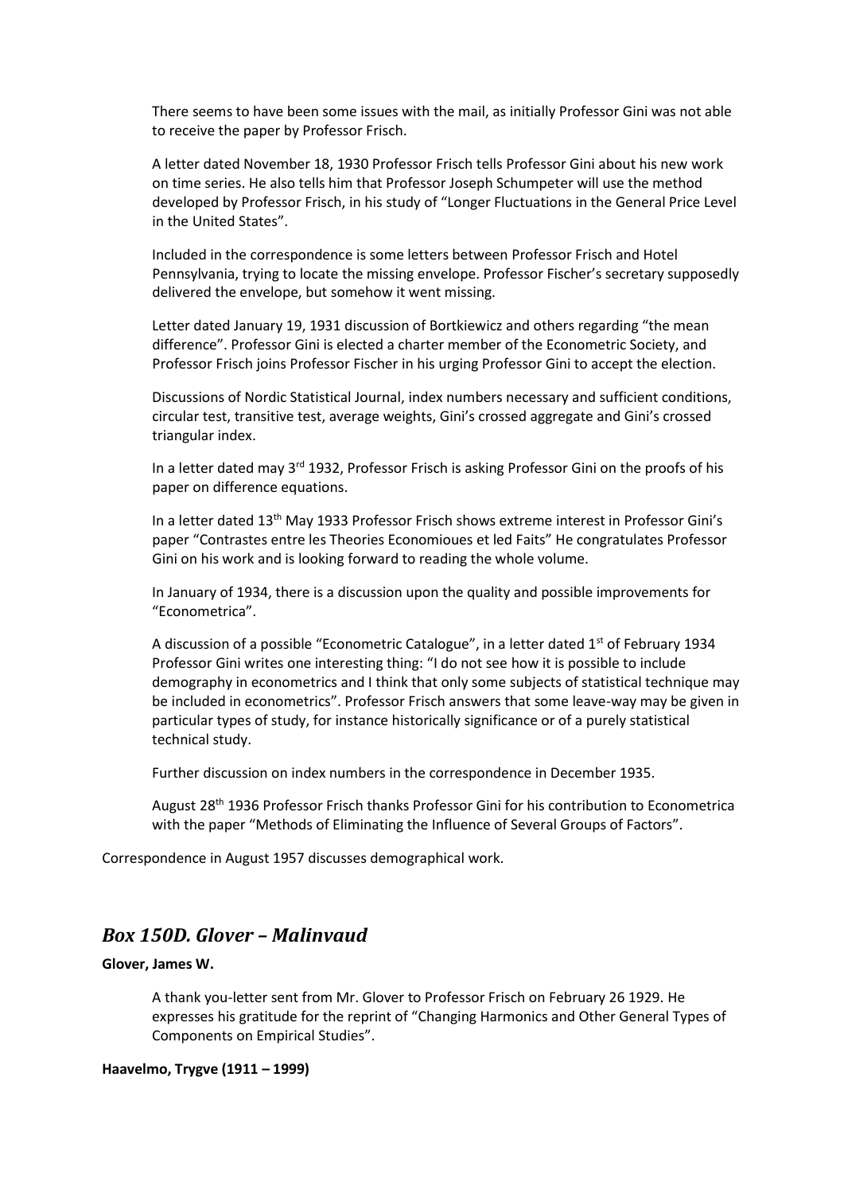There seems to have been some issues with the mail, as initially Professor Gini was not able to receive the paper by Professor Frisch.

A letter dated November 18, 1930 Professor Frisch tells Professor Gini about his new work on time series. He also tells him that Professor Joseph Schumpeter will use the method developed by Professor Frisch, in his study of "Longer Fluctuations in the General Price Level in the United States".

Included in the correspondence is some letters between Professor Frisch and Hotel Pennsylvania, trying to locate the missing envelope. Professor Fischer's secretary supposedly delivered the envelope, but somehow it went missing.

Letter dated January 19, 1931 discussion of Bortkiewicz and others regarding "the mean difference". Professor Gini is elected a charter member of the Econometric Society, and Professor Frisch joins Professor Fischer in his urging Professor Gini to accept the election.

Discussions of Nordic Statistical Journal, index numbers necessary and sufficient conditions, circular test, transitive test, average weights, Gini's crossed aggregate and Gini's crossed triangular index.

In a letter dated may 3rd 1932, Professor Frisch is asking Professor Gini on the proofs of his paper on difference equations.

In a letter dated 13th May 1933 Professor Frisch shows extreme interest in Professor Gini's paper "Contrastes entre les Theories Economioues et led Faits" He congratulates Professor Gini on his work and is looking forward to reading the whole volume.

In January of 1934, there is a discussion upon the quality and possible improvements for "Econometrica".

A discussion of a possible "Econometric Catalogue", in a letter dated 1st of February 1934 Professor Gini writes one interesting thing: "I do not see how it is possible to include demography in econometrics and I think that only some subjects of statistical technique may be included in econometrics". Professor Frisch answers that some leave-way may be given in particular types of study, for instance historically significance or of a purely statistical technical study.

Further discussion on index numbers in the correspondence in December 1935.

August 28th 1936 Professor Frisch thanks Professor Gini for his contribution to Econometrica with the paper "Methods of Eliminating the Influence of Several Groups of Factors".

Correspondence in August 1957 discusses demographical work.

## *Box 150D. Glover – Malinvaud*

**Glover, James W.**

A thank you-letter sent from Mr. Glover to Professor Frisch on February 26 1929. He expresses his gratitude for the reprint of "Changing Harmonics and Other General Types of Components on Empirical Studies".

**Haavelmo, Trygve (1911 – 1999)**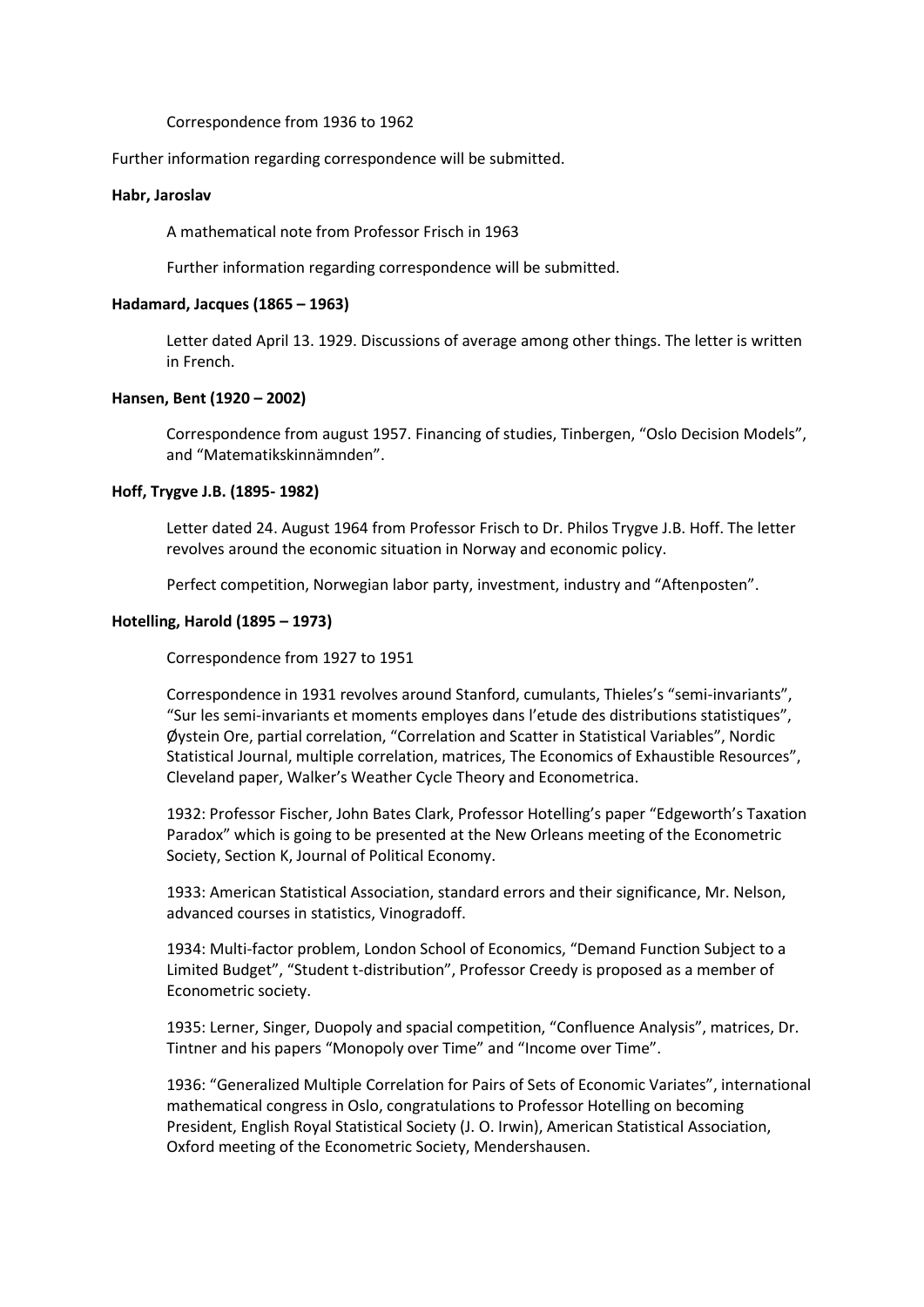Correspondence from 1936 to 1962

Further information regarding correspondence will be submitted.

**Habr, Jaroslav**

A mathematical note from Professor Frisch in 1963

Further information regarding correspondence will be submitted.

**Hadamard, Jacques (1865 – 1963)**

Letter dated April 13. 1929. Discussions of average among other things. The letter is written in French.

**Hansen, Bent (1920 – 2002)**

Correspondence from august 1957. Financing of studies, Tinbergen, "Oslo Decision Models", and "Matematikskinnämnden".

**Hoff, Trygve J.B. (1895- 1982)**

Letter dated 24. August 1964 from Professor Frisch to Dr. Philos Trygve J.B. Hoff. The letter revolves around the economic situation in Norway and economic policy.

Perfect competition, Norwegian labor party, investment, industry and "Aftenposten".

**Hotelling, Harold (1895 – 1973)**

Correspondence from 1927 to 1951

Correspondence in 1931 revolves around Stanford, cumulants, Thieles's "semi-invariants", "Sur les semi-invariants et moments employes dans l'etude des distributions statistiques", Øystein Ore, partial correlation, "Correlation and Scatter in Statistical Variables", Nordic Statistical Journal, multiple correlation, matrices, The Economics of Exhaustible Resources", Cleveland paper, Walker's Weather Cycle Theory and Econometrica.

1932: Professor Fischer, John Bates Clark, Professor Hotelling's paper "Edgeworth's Taxation Paradox" which is going to be presented at the New Orleans meeting of the Econometric Society, Section K, Journal of Political Economy.

1933: American Statistical Association, standard errors and their significance, Mr. Nelson, advanced courses in statistics, Vinogradoff.

1934: Multi-factor problem, London School of Economics, "Demand Function Subject to a Limited Budget", "Student t-distribution", Professor Creedy is proposed as a member of Econometric society.

1935: Lerner, Singer, Duopoly and spacial competition, "Confluence Analysis", matrices, Dr. Tintner and his papers "Monopoly over Time" and "Income over Time".

1936: "Generalized Multiple Correlation for Pairs of Sets of Economic Variates", international mathematical congress in Oslo, congratulations to Professor Hotelling on becoming President, English Royal Statistical Society (J. O. Irwin), American Statistical Association, Oxford meeting of the Econometric Society, Mendershausen.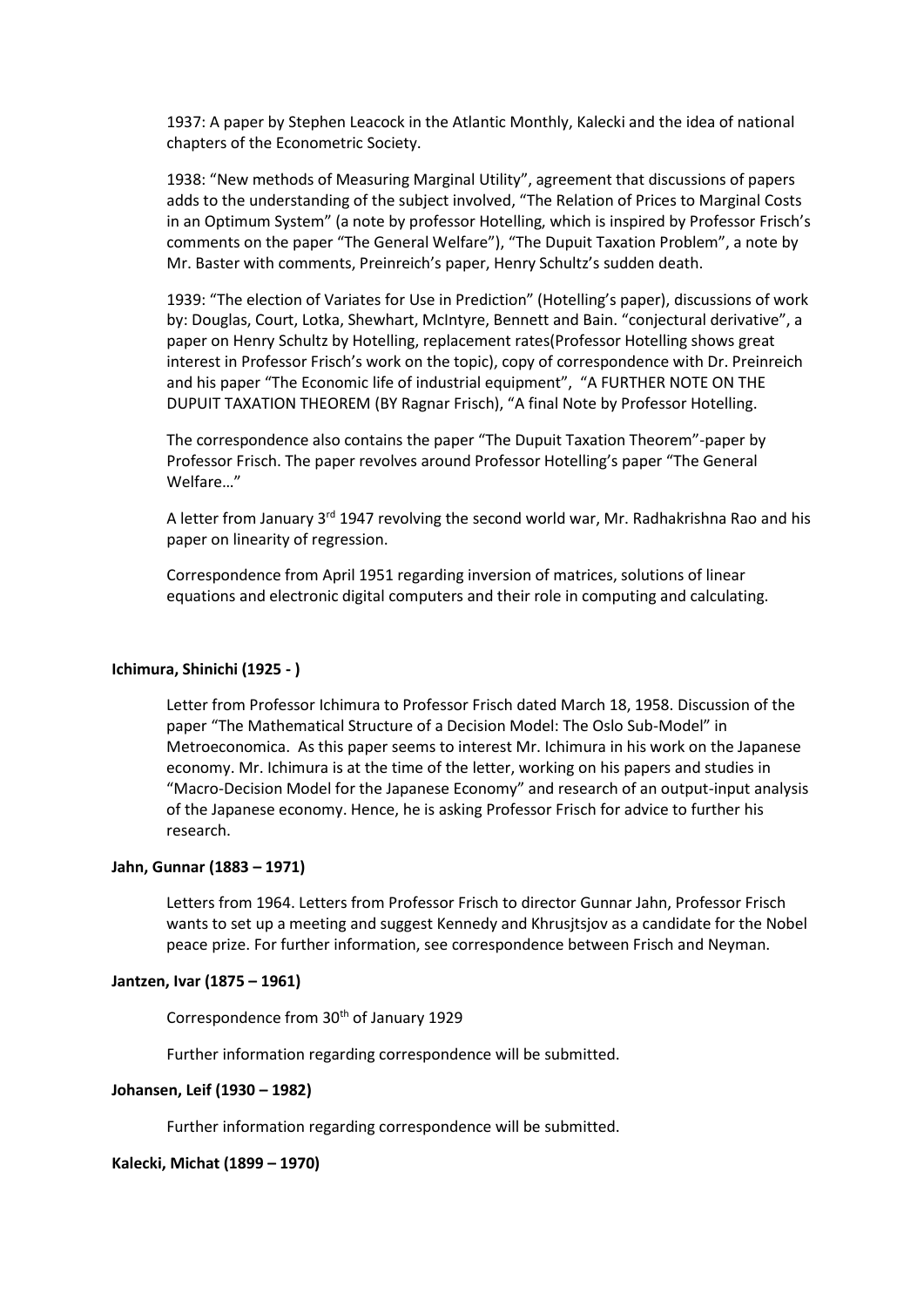1937: A paper by Stephen Leacock in the Atlantic Monthly, Kalecki and the idea of national chapters of the Econometric Society.

1938: "New methods of Measuring Marginal Utility", agreement that discussions of papers adds to the understanding of the subject involved, "The Relation of Prices to Marginal Costs in an Optimum System" (a note by professor Hotelling, which is inspired by Professor Frisch's comments on the paper "The General Welfare"), "The Dupuit Taxation Problem", a note by Mr. Baster with comments, Preinreich's paper, Henry Schultz's sudden death.

1939: "The election of Variates for Use in Prediction" (Hotelling's paper), discussions of work by: Douglas, Court, Lotka, Shewhart, McIntyre, Bennett and Bain. "conjectural derivative", a paper on Henry Schultz by Hotelling, replacement rates(Professor Hotelling shows great interest in Professor Frisch's work on the topic), copy of correspondence with Dr. Preinreich and his paper "The Economic life of industrial equipment", "A FURTHER NOTE ON THE DUPUIT TAXATION THEOREM (BY Ragnar Frisch), "A final Note by Professor Hotelling.

The correspondence also contains the paper "The Dupuit Taxation Theorem"-paper by Professor Frisch. The paper revolves around Professor Hotelling's paper "The General Welfare…"

A letter from January 3rd 1947 revolving the second world war, Mr. Radhakrishna Rao and his paper on linearity of regression.

Correspondence from April 1951 regarding inversion of matrices, solutions of linear equations and electronic digital computers and their role in computing and calculating.

**Ichimura, Shinichi (1925 - )**

Letter from Professor Ichimura to Professor Frisch dated March 18, 1958. Discussion of the paper "The Mathematical Structure of a Decision Model: The Oslo Sub-Model" in Metroeconomica. As this paper seems to interest Mr. Ichimura in his work on the Japanese economy. Mr. Ichimura is at the time of the letter, working on his papers and studies in "Macro-Decision Model for the Japanese Economy" and research of an output-input analysis of the Japanese economy. Hence, he is asking Professor Frisch for advice to further his research.

**Jahn, Gunnar (1883 – 1971)**

Letters from 1964. Letters from Professor Frisch to director Gunnar Jahn, Professor Frisch wants to set up a meeting and suggest Kennedy and Khrusjtsjov as a candidate for the Nobel peace prize. For further information, see correspondence between Frisch and Neyman.

**Jantzen, Ivar (1875 – 1961)**

Correspondence from 30th of January 1929

Further information regarding correspondence will be submitted.

**Johansen, Leif (1930 – 1982)**

Further information regarding correspondence will be submitted.

**Kalecki, Michat (1899 – 1970)**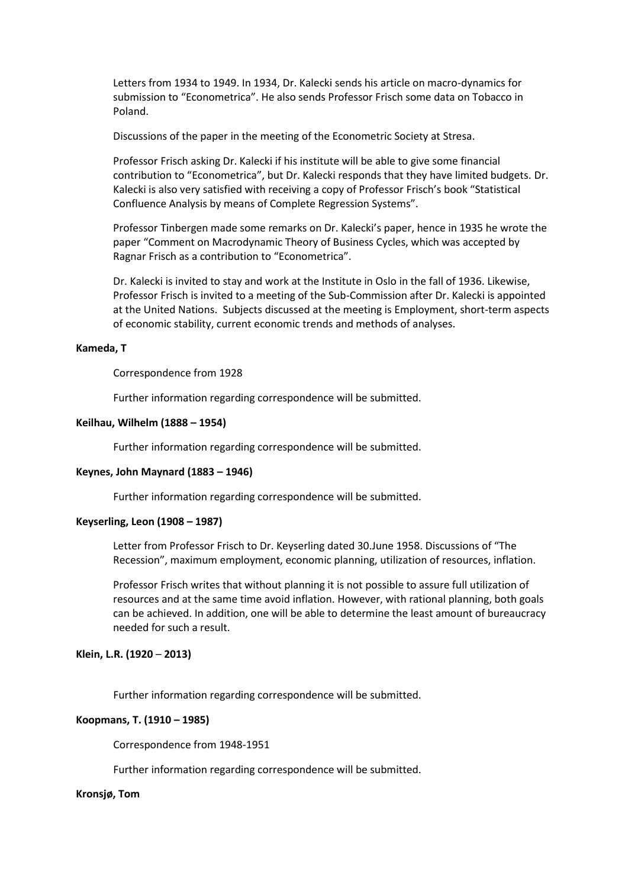Letters from 1934 to 1949. In 1934, Dr. Kalecki sends his article on macro-dynamics for submission to "Econometrica". He also sends Professor Frisch some data on Tobacco in Poland.

Discussions of the paper in the meeting of the Econometric Society at Stresa.

Professor Frisch asking Dr. Kalecki if his institute will be able to give some financial contribution to "Econometrica", but Dr. Kalecki responds that they have limited budgets. Dr. Kalecki is also very satisfied with receiving a copy of Professor Frisch's book "Statistical Confluence Analysis by means of Complete Regression Systems".

Professor Tinbergen made some remarks on Dr. Kalecki's paper, hence in 1935 he wrote the paper "Comment on Macrodynamic Theory of Business Cycles, which was accepted by Ragnar Frisch as a contribution to "Econometrica".

Dr. Kalecki is invited to stay and work at the Institute in Oslo in the fall of 1936. Likewise, Professor Frisch is invited to a meeting of the Sub-Commission after Dr. Kalecki is appointed at the United Nations. Subjects discussed at the meeting is Employment, short-term aspects of economic stability, current economic trends and methods of analyses.

**Kameda, T**

Correspondence from 1928

Further information regarding correspondence will be submitted.

**Keilhau, Wilhelm (1888 – 1954)**

Further information regarding correspondence will be submitted.

**Keynes, John Maynard (1883 – 1946)**

Further information regarding correspondence will be submitted.

**Keyserling, Leon (1908 – 1987)**

Letter from Professor Frisch to Dr. Keyserling dated 30.June 1958. Discussions of "The Recession", maximum employment, economic planning, utilization of resources, inflation.

Professor Frisch writes that without planning it is not possible to assure full utilization of resources and at the same time avoid inflation. However, with rational planning, both goals can be achieved. In addition, one will be able to determine the least amount of bureaucracy needed for such a result.

**Klein, L.R. (1920 – 2013)**

Further information regarding correspondence will be submitted.

**Koopmans, T. (1910 – 1985)**

Correspondence from 1948-1951

Further information regarding correspondence will be submitted.

**Kronsjø, Tom**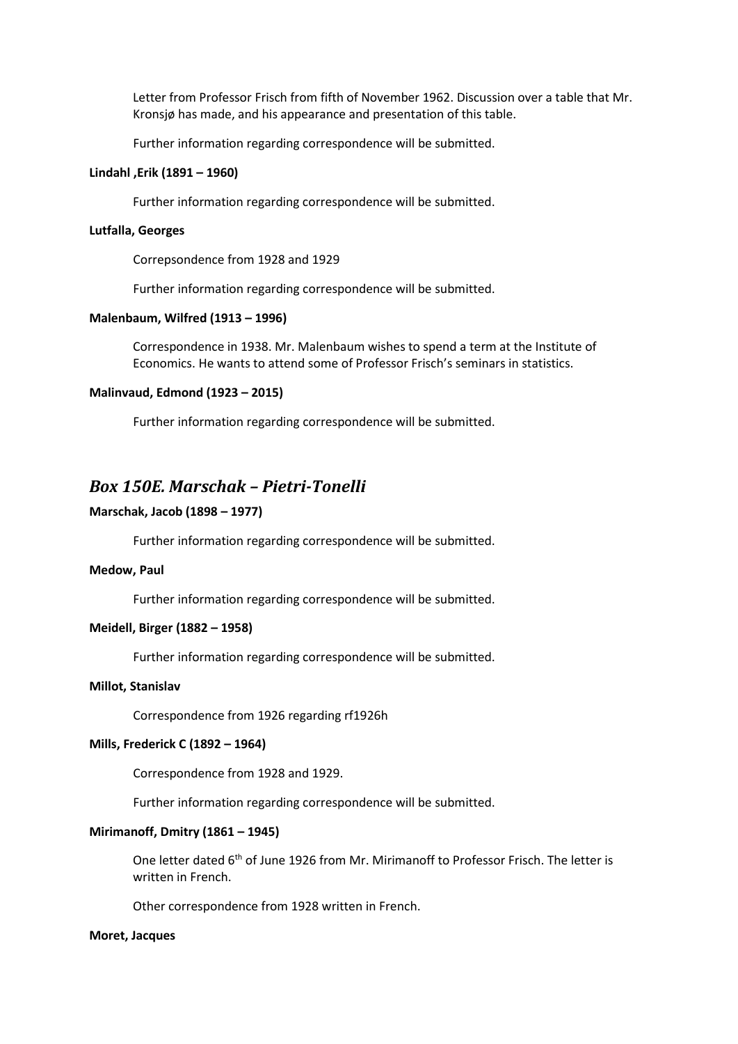Letter from Professor Frisch from fifth of November 1962. Discussion over a table that Mr. Kronsjø has made, and his appearance and presentation of this table.

Further information regarding correspondence will be submitted.

**Lindahl ,Erik (1891 – 1960)**

Further information regarding correspondence will be submitted.

**Lutfalla, Georges**

Correpsondence from 1928 and 1929

Further information regarding correspondence will be submitted.

**Malenbaum, Wilfred (1913 – 1996)**

Correspondence in 1938. Mr. Malenbaum wishes to spend a term at the Institute of Economics. He wants to attend some of Professor Frisch's seminars in statistics.

**Malinvaud, Edmond (1923 – 2015)**

Further information regarding correspondence will be submitted.

## *Box 150E. Marschak – Pietri-Tonelli*

**Marschak, Jacob (1898 – 1977)**

Further information regarding correspondence will be submitted.

**Medow, Paul**

Further information regarding correspondence will be submitted.

**Meidell, Birger (1882 – 1958)**

Further information regarding correspondence will be submitted.

**Millot, Stanislav**

Correspondence from 1926 regarding rf1926h

**Mills, Frederick C (1892 – 1964)**

Correspondence from 1928 and 1929.

Further information regarding correspondence will be submitted.

**Mirimanoff, Dmitry (1861 – 1945)**

One letter dated 6th of June 1926 from Mr. Mirimanoff to Professor Frisch. The letter is written in French.

Other correspondence from 1928 written in French.

**Moret, Jacques**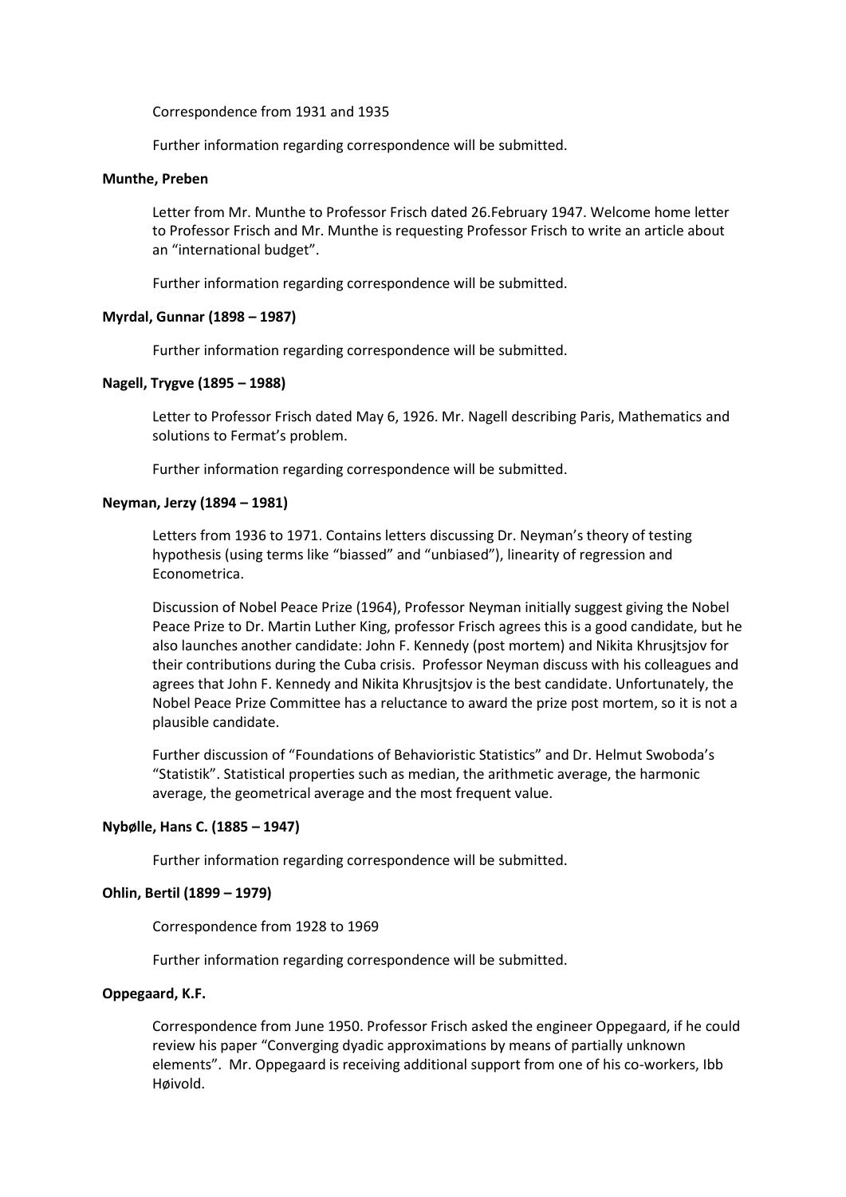Correspondence from 1931 and 1935

Further information regarding correspondence will be submitted.

**Munthe, Preben**

Letter from Mr. Munthe to Professor Frisch dated 26.February 1947. Welcome home letter to Professor Frisch and Mr. Munthe is requesting Professor Frisch to write an article about an "international budget".

Further information regarding correspondence will be submitted.

**Myrdal, Gunnar (1898 – 1987)**

Further information regarding correspondence will be submitted.

**Nagell, Trygve (1895 – 1988)**

Letter to Professor Frisch dated May 6, 1926. Mr. Nagell describing Paris, Mathematics and solutions to Fermat's problem.

Further information regarding correspondence will be submitted.

**Neyman, Jerzy (1894 – 1981)**

Letters from 1936 to 1971. Contains letters discussing Dr. Neyman's theory of testing hypothesis (using terms like "biassed" and "unbiased"), linearity of regression and Econometrica.

Discussion of Nobel Peace Prize (1964), Professor Neyman initially suggest giving the Nobel Peace Prize to Dr. Martin Luther King, professor Frisch agrees this is a good candidate, but he also launches another candidate: John F. Kennedy (post mortem) and Nikita Khrusjtsjov for their contributions during the Cuba crisis. Professor Neyman discuss with his colleagues and agrees that John F. Kennedy and Nikita Khrusjtsjov is the best candidate. Unfortunately, the Nobel Peace Prize Committee has a reluctance to award the prize post mortem, so it is not a plausible candidate.

Further discussion of "Foundations of Behavioristic Statistics" and Dr. Helmut Swoboda's "Statistik". Statistical properties such as median, the arithmetic average, the harmonic average, the geometrical average and the most frequent value.

**Nybølle, Hans C. (1885 – 1947)**

Further information regarding correspondence will be submitted.

**Ohlin, Bertil (1899 – 1979)**

Correspondence from 1928 to 1969

Further information regarding correspondence will be submitted.

**Oppegaard, K.F.**

Correspondence from June 1950. Professor Frisch asked the engineer Oppegaard, if he could review his paper "Converging dyadic approximations by means of partially unknown elements". Mr. Oppegaard is receiving additional support from one of his co-workers, Ibb Høivold.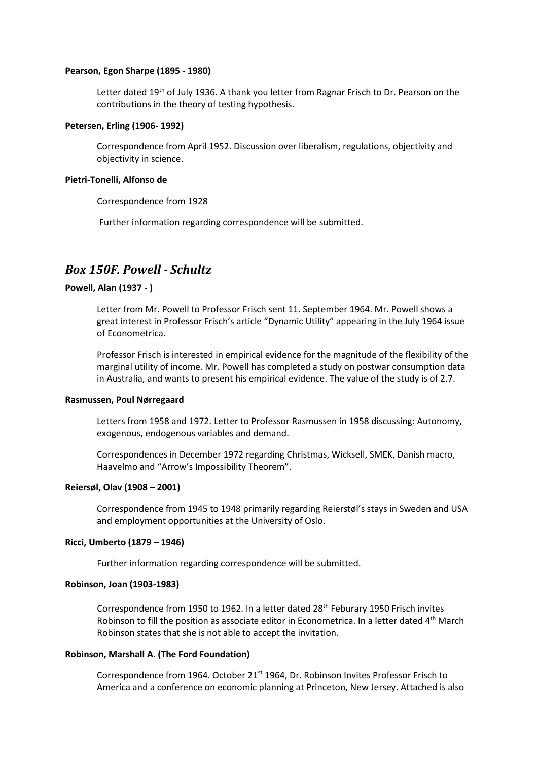**Pearson, Egon Sharpe (1895 - 1980)**

Letter dated 19th of July 1936. A thank you letter from Ragnar Frisch to Dr. Pearson on the contributions in the theory of testing hypothesis.

**Petersen, Erling (1906- 1992)**

Correspondence from April 1952. Discussion over liberalism, regulations, objectivity and objectivity in science.

**Pietri-Tonelli, Alfonso de**

Correspondence from 1928

Further information regarding correspondence will be submitted.

## *Box 150F. Powell - Schultz*

**Powell, Alan (1937 - )**

Letter from Mr. Powell to Professor Frisch sent 11. September 1964. Mr. Powell shows a great interest in Professor Frisch's article "Dynamic Utility" appearing in the July 1964 issue of Econometrica.

Professor Frisch is interested in empirical evidence for the magnitude of the flexibility of the marginal utility of income. Mr. Powell has completed a study on postwar consumption data in Australia, and wants to present his empirical evidence. The value of the study is of 2.7.

**Rasmussen, Poul Nørregaard**

Letters from 1958 and 1972. Letter to Professor Rasmussen in 1958 discussing: Autonomy, exogenous, endogenous variables and demand.

Correspondences in December 1972 regarding Christmas, Wicksell, SMEK, Danish macro, Haavelmo and "Arrow's Impossibility Theorem".

**Reiersøl, Olav (1908 – 2001)**

Correspondence from 1945 to 1948 primarily regarding Reierstøl's stays in Sweden and USA and employment opportunities at the University of Oslo.

**Ricci, Umberto (1879 – 1946)**

Further information regarding correspondence will be submitted.

**Robinson, Joan (1903-1983)**

Correspondence from 1950 to 1962. In a letter dated 28th Feburary 1950 Frisch invites Robinson to fill the position as associate editor in Econometrica. In a letter dated 4th March Robinson states that she is not able to accept the invitation.

**Robinson, Marshall A. (The Ford Foundation)**

Correspondence from 1964. October 21st 1964, Dr. Robinson Invites Professor Frisch to America and a conference on economic planning at Princeton, New Jersey. Attached is also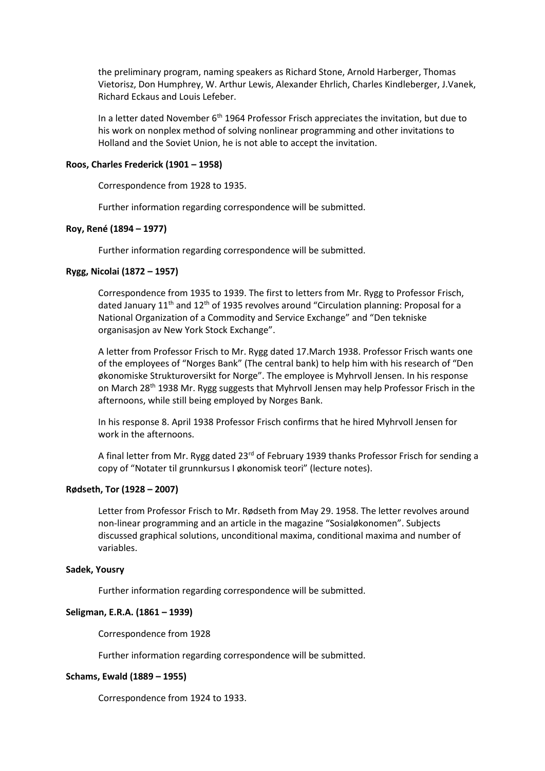the preliminary program, naming speakers as Richard Stone, Arnold Harberger, Thomas Vietorisz, Don Humphrey, W. Arthur Lewis, Alexander Ehrlich, Charles Kindleberger, J.Vanek, Richard Eckaus and Louis Lefeber.

In a letter dated November 6th 1964 Professor Frisch appreciates the invitation, but due to his work on nonplex method of solving nonlinear programming and other invitations to Holland and the Soviet Union, he is not able to accept the invitation.

**Roos, Charles Frederick (1901 – 1958)**

Correspondence from 1928 to 1935.

Further information regarding correspondence will be submitted.

**Roy, René (1894 – 1977)**

Further information regarding correspondence will be submitted.

**Rygg, Nicolai (1872 – 1957)**

Correspondence from 1935 to 1939. The first to letters from Mr. Rygg to Professor Frisch, dated January 11th and 12th of 1935 revolves around "Circulation planning: Proposal for a National Organization of a Commodity and Service Exchange" and "Den tekniske organisasjon av New York Stock Exchange".

A letter from Professor Frisch to Mr. Rygg dated 17.March 1938. Professor Frisch wants one of the employees of "Norges Bank" (The central bank) to help him with his research of "Den økonomiske Strukturoversikt for Norge". The employee is Myhrvoll Jensen. In his response on March 28th 1938 Mr. Rygg suggests that Myhrvoll Jensen may help Professor Frisch in the afternoons, while still being employed by Norges Bank.

In his response 8. April 1938 Professor Frisch confirms that he hired Myhrvoll Jensen for work in the afternoons.

A final letter from Mr. Rygg dated 23rd of February 1939 thanks Professor Frisch for sending a copy of "Notater til grunnkursus I økonomisk teori" (lecture notes).

**Rødseth, Tor (1928 – 2007)**

Letter from Professor Frisch to Mr. Rødseth from May 29. 1958. The letter revolves around non-linear programming and an article in the magazine "Sosialøkonomen". Subjects discussed graphical solutions, unconditional maxima, conditional maxima and number of variables.

**Sadek, Yousry**

Further information regarding correspondence will be submitted.

**Seligman, E.R.A. (1861 – 1939)**

Correspondence from 1928

Further information regarding correspondence will be submitted.

**Schams, Ewald (1889 – 1955)**

Correspondence from 1924 to 1933.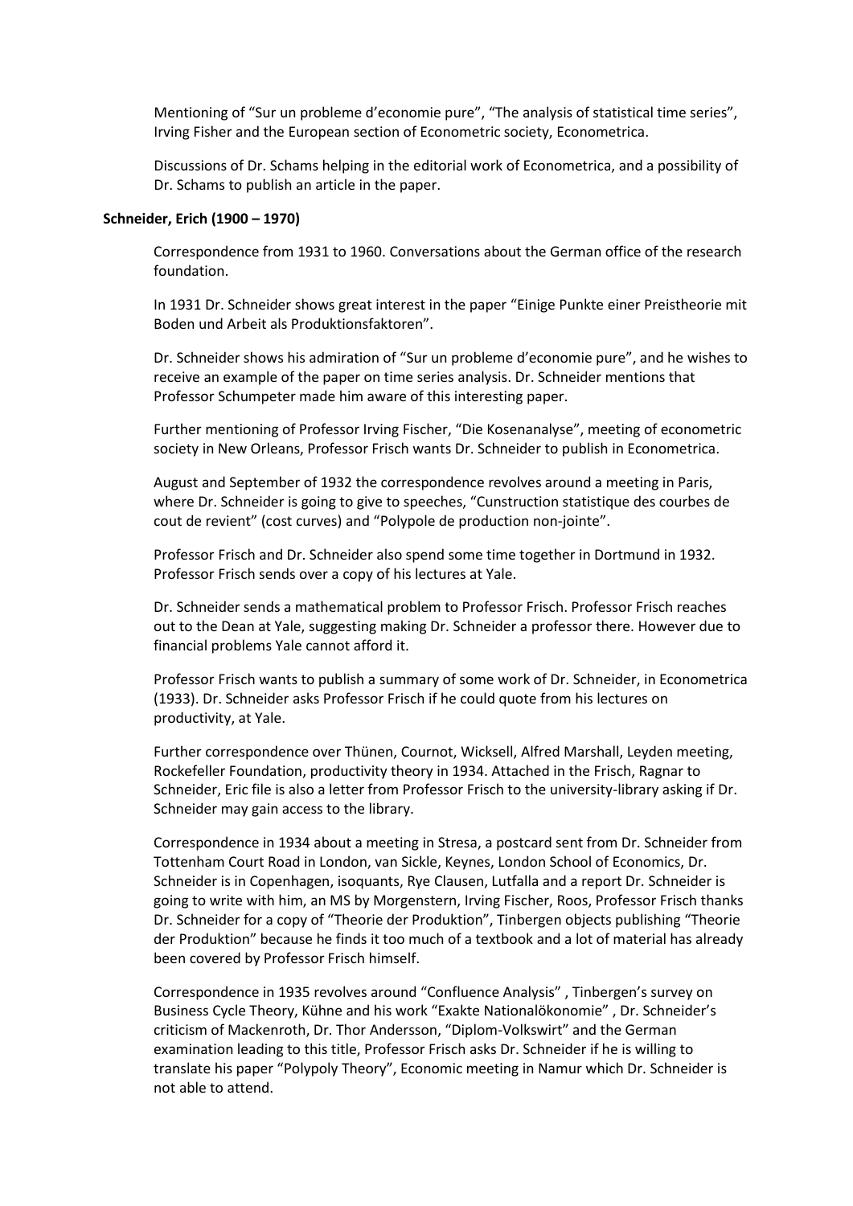Mentioning of "Sur un probleme d'economie pure", "The analysis of statistical time series", Irving Fisher and the European section of Econometric society, Econometrica.

Discussions of Dr. Schams helping in the editorial work of Econometrica, and a possibility of Dr. Schams to publish an article in the paper.

**Schneider, Erich (1900 – 1970)**

Correspondence from 1931 to 1960. Conversations about the German office of the research foundation.

In 1931 Dr. Schneider shows great interest in the paper "Einige Punkte einer Preistheorie mit Boden und Arbeit als Produktionsfaktoren".

Dr. Schneider shows his admiration of "Sur un probleme d'economie pure", and he wishes to receive an example of the paper on time series analysis. Dr. Schneider mentions that Professor Schumpeter made him aware of this interesting paper.

Further mentioning of Professor Irving Fischer, "Die Kosenanalyse", meeting of econometric society in New Orleans, Professor Frisch wants Dr. Schneider to publish in Econometrica.

August and September of 1932 the correspondence revolves around a meeting in Paris, where Dr. Schneider is going to give to speeches, "Cunstruction statistique des courbes de cout de revient" (cost curves) and "Polypole de production non-jointe".

Professor Frisch and Dr. Schneider also spend some time together in Dortmund in 1932. Professor Frisch sends over a copy of his lectures at Yale.

Dr. Schneider sends a mathematical problem to Professor Frisch. Professor Frisch reaches out to the Dean at Yale, suggesting making Dr. Schneider a professor there. However due to financial problems Yale cannot afford it.

Professor Frisch wants to publish a summary of some work of Dr. Schneider, in Econometrica (1933). Dr. Schneider asks Professor Frisch if he could quote from his lectures on productivity, at Yale.

Further correspondence over Thünen, Cournot, Wicksell, Alfred Marshall, Leyden meeting, Rockefeller Foundation, productivity theory in 1934. Attached in the Frisch, Ragnar to Schneider, Eric file is also a letter from Professor Frisch to the university-library asking if Dr. Schneider may gain access to the library.

Correspondence in 1934 about a meeting in Stresa, a postcard sent from Dr. Schneider from Tottenham Court Road in London, van Sickle, Keynes, London School of Economics, Dr. Schneider is in Copenhagen, isoquants, Rye Clausen, Lutfalla and a report Dr. Schneider is going to write with him, an MS by Morgenstern, Irving Fischer, Roos, Professor Frisch thanks Dr. Schneider for a copy of "Theorie der Produktion", Tinbergen objects publishing "Theorie der Produktion" because he finds it too much of a textbook and a lot of material has already been covered by Professor Frisch himself.

Correspondence in 1935 revolves around "Confluence Analysis" , Tinbergen's survey on Business Cycle Theory, Kühne and his work "Exakte Nationalökonomie" , Dr. Schneider's criticism of Mackenroth, Dr. Thor Andersson, "Diplom-Volkswirt" and the German examination leading to this title, Professor Frisch asks Dr. Schneider if he is willing to translate his paper "Polypoly Theory", Economic meeting in Namur which Dr. Schneider is not able to attend.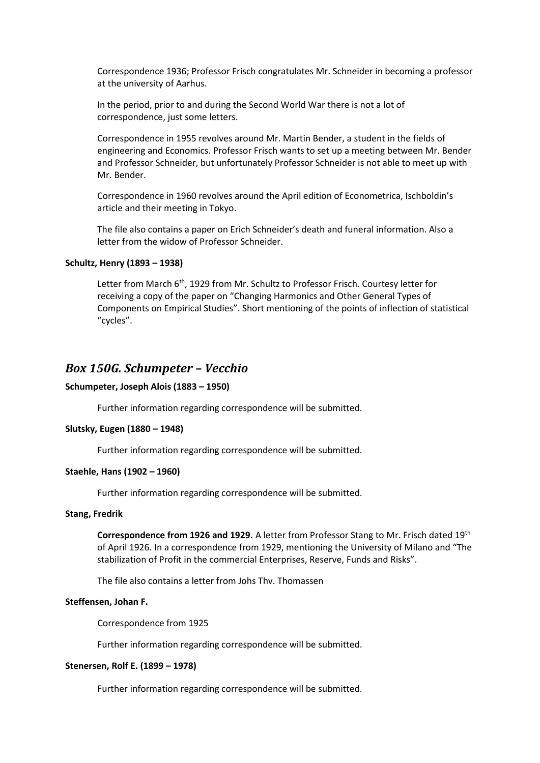Correspondence 1936; Professor Frisch congratulates Mr. Schneider in becoming a professor at the university of Aarhus.

In the period, prior to and during the Second World War there is not a lot of correspondence, just some letters.

Correspondence in 1955 revolves around Mr. Martin Bender, a student in the fields of engineering and Economics. Professor Frisch wants to set up a meeting between Mr. Bender and Professor Schneider, but unfortunately Professor Schneider is not able to meet up with Mr. Bender.

Correspondence in 1960 revolves around the April edition of Econometrica, Ischboldin's article and their meeting in Tokyo.

The file also contains a paper on Erich Schneider's death and funeral information. Also a letter from the widow of Professor Schneider.

**Schultz, Henry (1893 – 1938)**

Letter from March 6th, 1929 from Mr. Schultz to Professor Frisch. Courtesy letter for receiving a copy of the paper on "Changing Harmonics and Other General Types of Components on Empirical Studies". Short mentioning of the points of inflection of statistical "cycles".

## *Box 150G. Schumpeter – Vecchio*

**Schumpeter, Joseph Alois (1883 – 1950)**

Further information regarding correspondence will be submitted.

**Slutsky, Eugen (1880 – 1948)**

Further information regarding correspondence will be submitted.

**Staehle, Hans (1902 – 1960)**

Further information regarding correspondence will be submitted.

**Stang, Fredrik**

**Correspondence from 1926 and 1929.** A letter from Professor Stang to Mr. Frisch dated 19th of April 1926. In a correspondence from 1929, mentioning the University of Milano and "The stabilization of Profit in the commercial Enterprises, Reserve, Funds and Risks".

The file also contains a letter from Johs Thv. Thomassen

**Steffensen, Johan F.**

Correspondence from 1925

Further information regarding correspondence will be submitted.

**Stenersen, Rolf E. (1899 – 1978)**

Further information regarding correspondence will be submitted.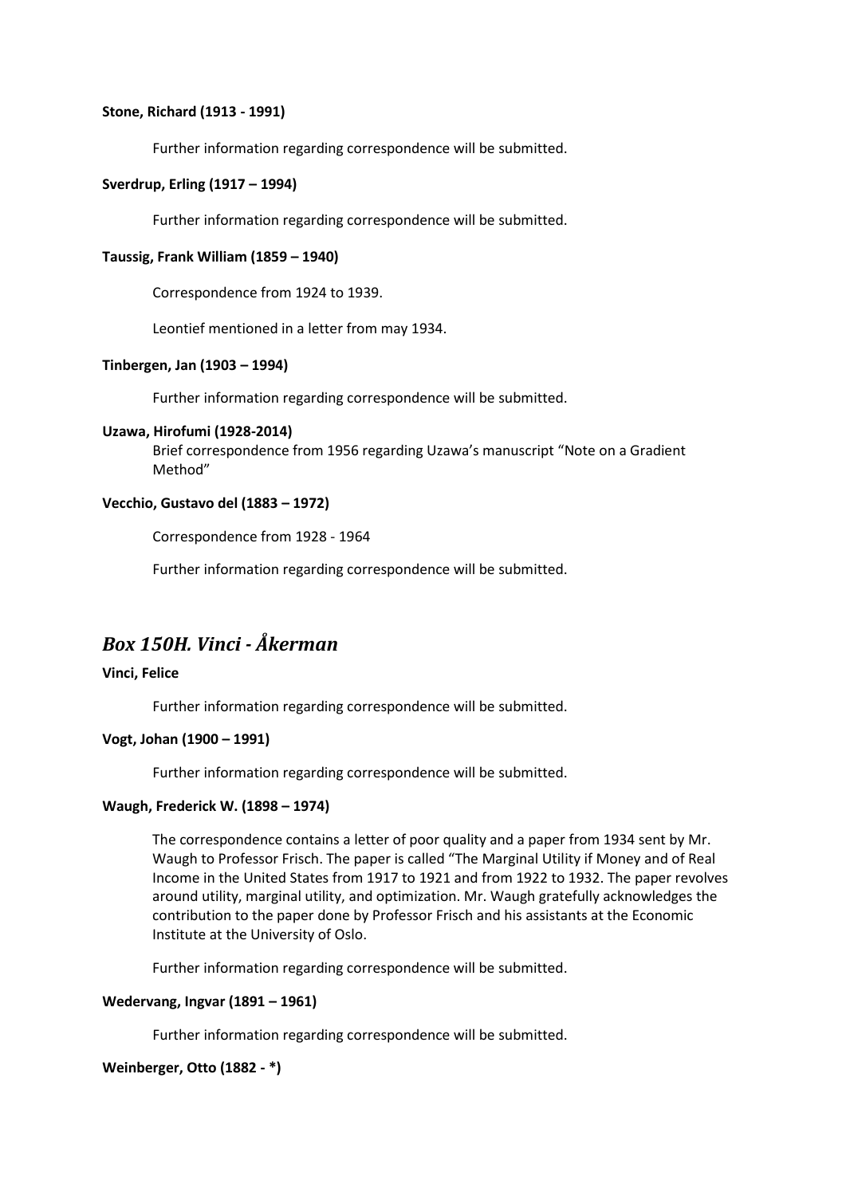**Stone, Richard (1913 - 1991)**

Further information regarding correspondence will be submitted.

**Sverdrup, Erling (1917 – 1994)**

Further information regarding correspondence will be submitted.

**Taussig, Frank William (1859 – 1940)**

Correspondence from 1924 to 1939.

Leontief mentioned in a letter from may 1934.

**Tinbergen, Jan (1903 – 1994)**

Further information regarding correspondence will be submitted.

**Uzawa, Hirofumi (1928-2014)**

Brief correspondence from 1956 regarding Uzawa's manuscript "Note on a Gradient Method"

**Vecchio, Gustavo del (1883 – 1972)**

Correspondence from 1928 - 1964

Further information regarding correspondence will be submitted.

## *Box 150H. Vinci - Åkerman*

**Vinci, Felice**

Further information regarding correspondence will be submitted.

**Vogt, Johan (1900 – 1991)**

Further information regarding correspondence will be submitted.

**Waugh, Frederick W. (1898 – 1974)**

The correspondence contains a letter of poor quality and a paper from 1934 sent by Mr. Waugh to Professor Frisch. The paper is called "The Marginal Utility if Money and of Real Income in the United States from 1917 to 1921 and from 1922 to 1932. The paper revolves around utility, marginal utility, and optimization. Mr. Waugh gratefully acknowledges the contribution to the paper done by Professor Frisch and his assistants at the Economic Institute at the University of Oslo.

Further information regarding correspondence will be submitted.

**Wedervang, Ingvar (1891 – 1961)**

Further information regarding correspondence will be submitted.

**Weinberger, Otto (1882 - *)**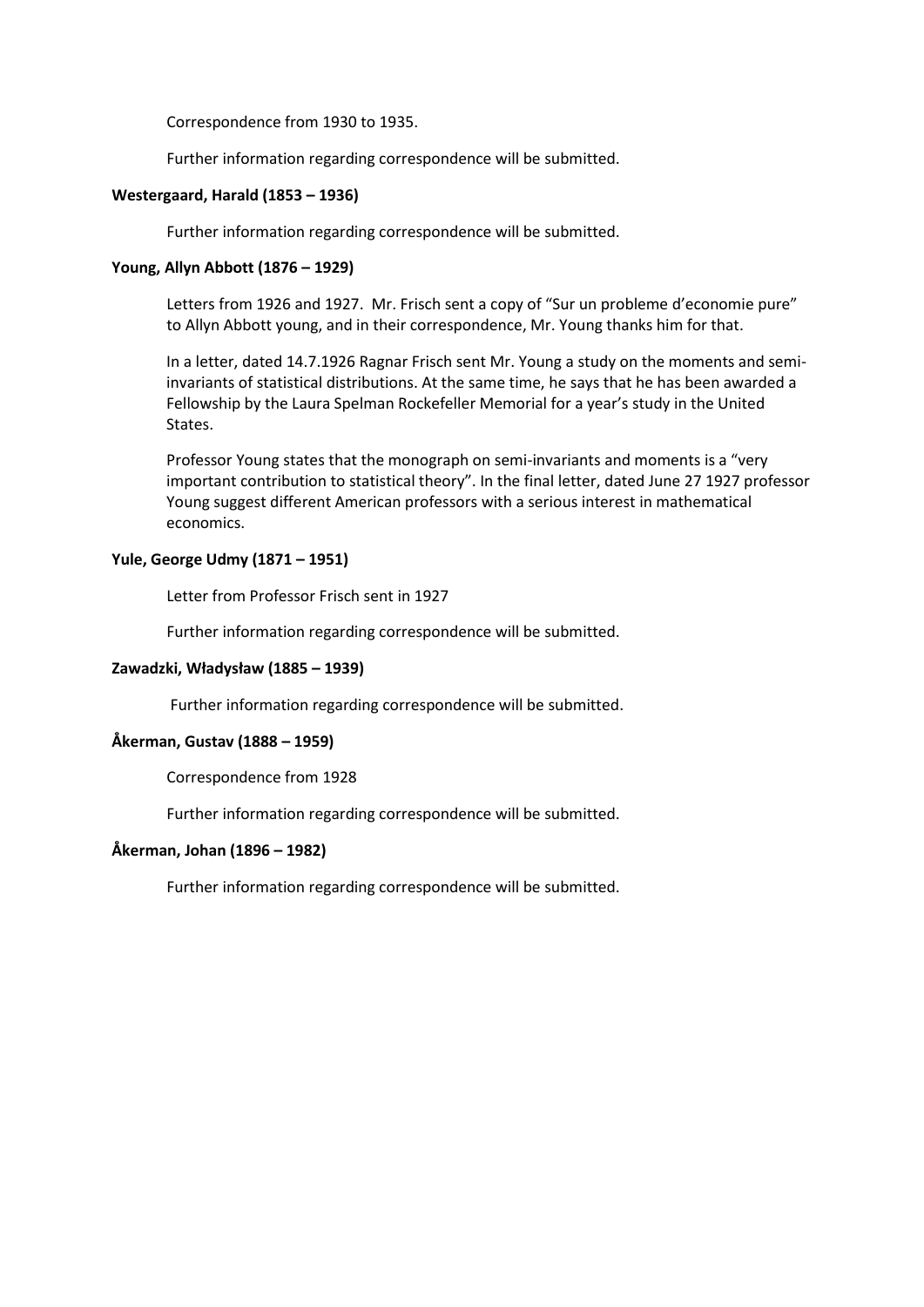Correspondence from 1930 to 1935.

Further information regarding correspondence will be submitted.

**Westergaard, Harald (1853 – 1936)**

Further information regarding correspondence will be submitted.

**Young, Allyn Abbott (1876 – 1929)**

Letters from 1926 and 1927. Mr. Frisch sent a copy of "Sur un probleme d'economie pure" to Allyn Abbott young, and in their correspondence, Mr. Young thanks him for that.

In a letter, dated 14.7.1926 Ragnar Frisch sent Mr. Young a study on the moments and semi-invariants of statistical distributions. At the same time, he says that he has been awarded a Fellowship by the Laura Spelman Rockefeller Memorial for a year's study in the United States.

Professor Young states that the monograph on semi-invariants and moments is a "very important contribution to statistical theory". In the final letter, dated June 27 1927 professor Young suggest different American professors with a serious interest in mathematical economics.

**Yule, George Udmy (1871 – 1951)**

Letter from Professor Frisch sent in 1927

Further information regarding correspondence will be submitted.

**Zawadzki, Władysław (1885 – 1939)**

Further information regarding correspondence will be submitted.

**Åkerman, Gustav (1888 – 1959)**

Correspondence from 1928

Further information regarding correspondence will be submitted.

**Åkerman, Johan (1896 – 1982)**

Further information regarding correspondence will be submitted.